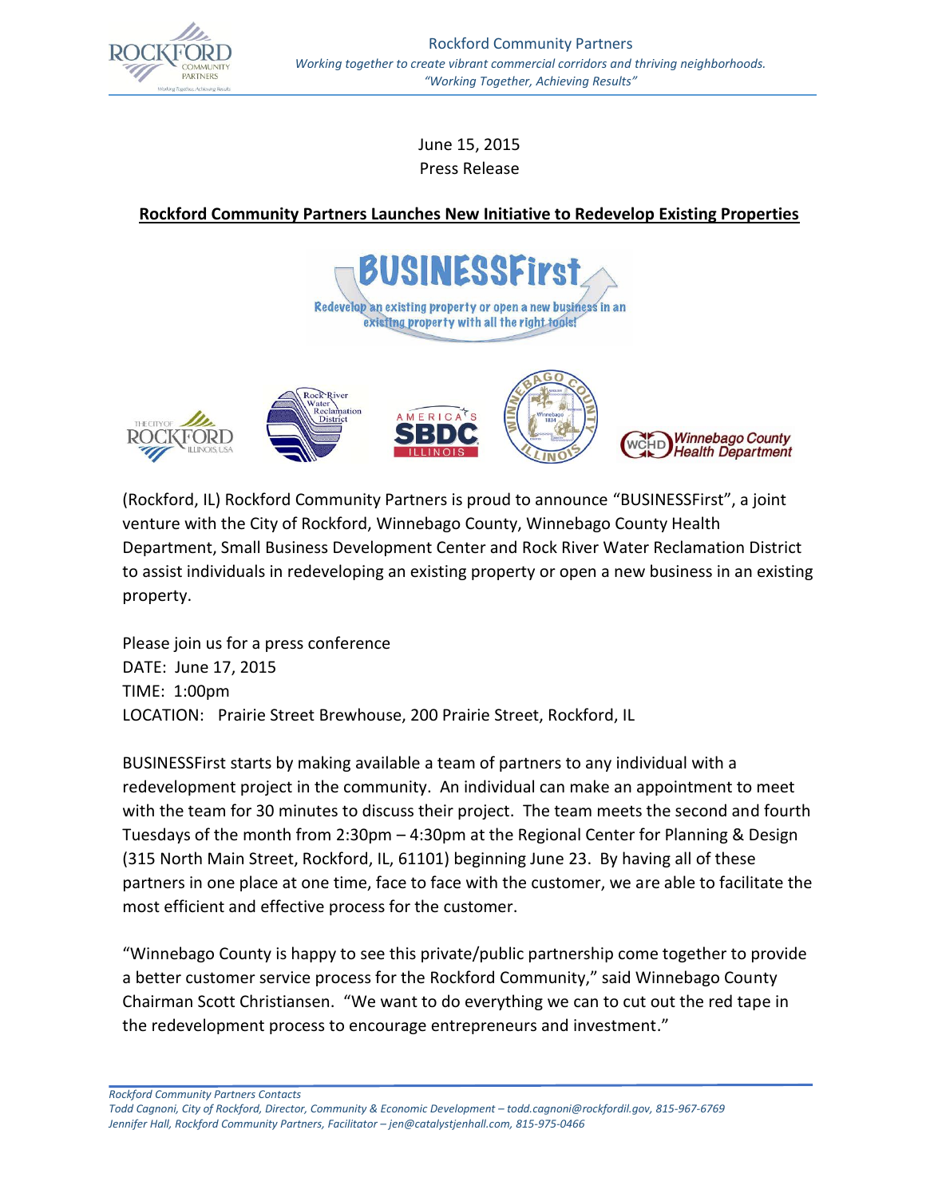Rockford Community Partners

*Working together to create vibrant commercial corridors and thriving neighborhoods.*

*"Working Together, Achieving Results"*

June 15, 2015

Press Release

## **Rockford Community Partners Launches New Initiative to Redevelop Existing Properties**

BUSINESSFirst

Redevelop an existing property or open a new business in an existing property with all the right tools!

(Rockford, IL) Rockford Community Partners is proud to announce "BUSINESSFirst", a joint venture with the City of Rockford, Winnebago County, Winnebago County Health Department, Small Business Development Center and Rock River Water Reclamation District to assist individuals in redeveloping an existing property or open a new business in an existing property.

Please join us for a press conference

DATE: June 17, 2015

TIME: 1:00pm

LOCATION: Prairie Street Brewhouse, 200 Prairie Street, Rockford, IL

BUSINESSFirst starts by making available a team of partners to any individual with a redevelopment project in the community. An individual can make an appointment to meet with the team for 30 minutes to discuss their project. The team meets the second and fourth Tuesdays of the month from 2:30pm – 4:30pm at the Regional Center for Planning & Design (315 North Main Street, Rockford, IL, 61101) beginning June 23. By having all of these partners in one place at one time, face to face with the customer, we are able to facilitate the most efficient and effective process for the customer.

"Winnebago County is happy to see this private/public partnership come together to provide a better customer service process for the Rockford Community," said Winnebago County Chairman Scott Christiansen. "We want to do everything we can to cut out the red tape in the redevelopment process to encourage entrepreneurs and investment."

*Rockford Community Partners Contacts*

*Todd Cagnoni, City of Rockford, Director, Community & Economic Development – todd.cagnoni@rockfordil.gov, 815-967-6769*

*Jennifer Hall, Rockford Community Partners, Facilitator – jen@catalystjenhall.com, 815-975-0466*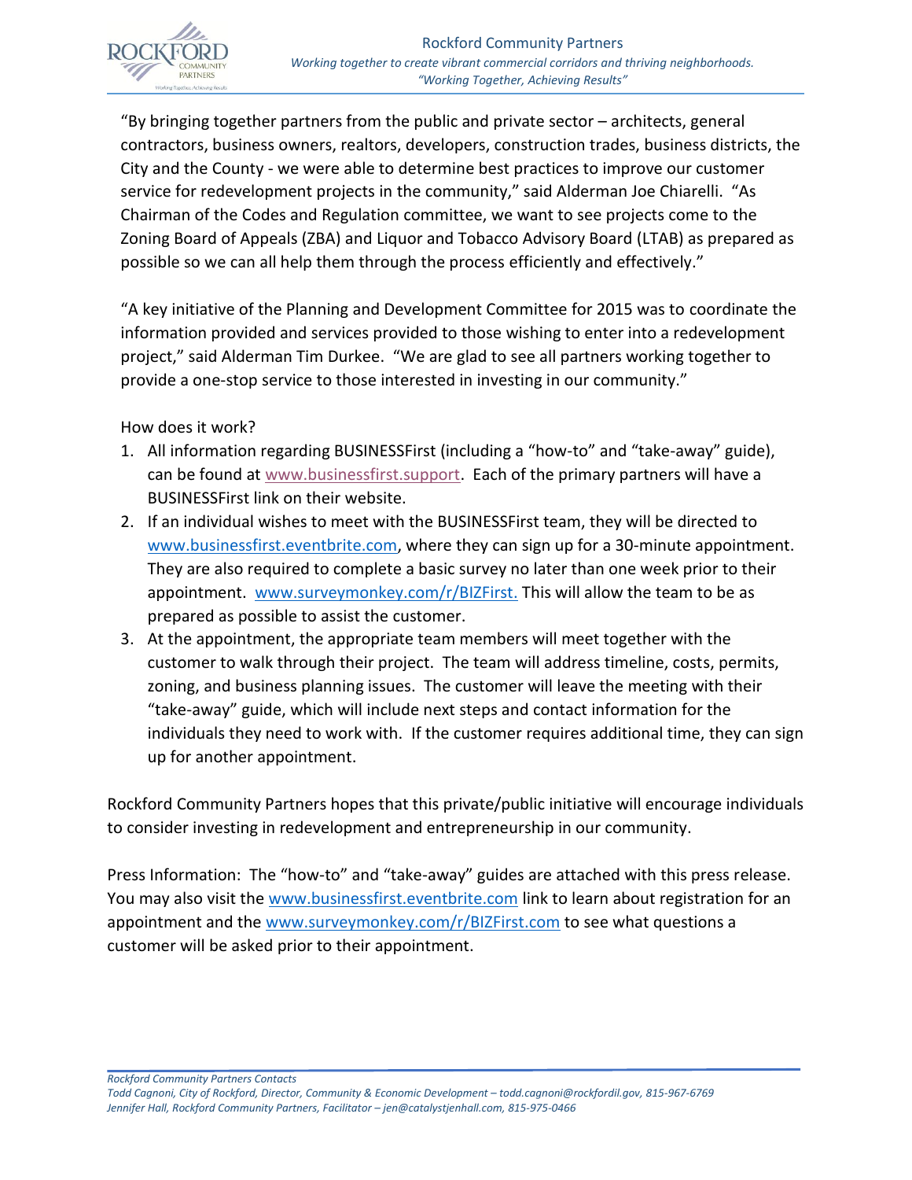"By bringing together partners from the public and private sector – architects, general contractors, business owners, realtors, developers, construction trades, business districts, the City and the County - we were able to determine best practices to improve our customer service for redevelopment projects in the community," said Alderman Joe Chiarelli. "As Chairman of the Codes and Regulation committee, we want to see projects come to the Zoning Board of Appeals (ZBA) and Liquor and Tobacco Advisory Board (LTAB) as prepared as possible so we can all help them through the process efficiently and effectively."

"A key initiative of the Planning and Development Committee for 2015 was to coordinate the information provided and services provided to those wishing to enter into a redevelopment project," said Alderman Tim Durkee. "We are glad to see all partners working together to provide a one-stop service to those interested in investing in our community."

How does it work?

1. All information regarding BUSINESSFirst (including a "how-to" and "take-away" guide), can be found at www.businessfirst.support. Each of the primary partners will have a BUSINESSFirst link on their website.
2. If an individual wishes to meet with the BUSINESSFirst team, they will be directed to www.businessfirst.eventbrite.com, where they can sign up for a 30-minute appointment. They are also required to complete a basic survey no later than one week prior to their appointment. www.surveymonkey.com/r/BIZFirst. This will allow the team to be as prepared as possible to assist the customer.
3. At the appointment, the appropriate team members will meet together with the customer to walk through their project. The team will address timeline, costs, permits, zoning, and business planning issues. The customer will leave the meeting with their "take-away" guide, which will include next steps and contact information for the individuals they need to work with. If the customer requires additional time, they can sign up for another appointment.

Rockford Community Partners hopes that this private/public initiative will encourage individuals to consider investing in redevelopment and entrepreneurship in our community.

Press Information: The "how-to" and "take-away" guides are attached with this press release. You may also visit the www.businessfirst.eventbrite.com link to learn about registration for an appointment and the www.surveymonkey.com/r/BIZFirst.com to see what questions a customer will be asked prior to their appointment.

*Rockford Community Partners Contacts*
*Todd Cagnoni, City of Rockford, Director, Community & Economic Development – todd.cagnoni@rockfordil.gov, 815-967-6769*
*Jennifer Hall, Rockford Community Partners, Facilitator – jen@catalystjenhall.com, 815-975-0466*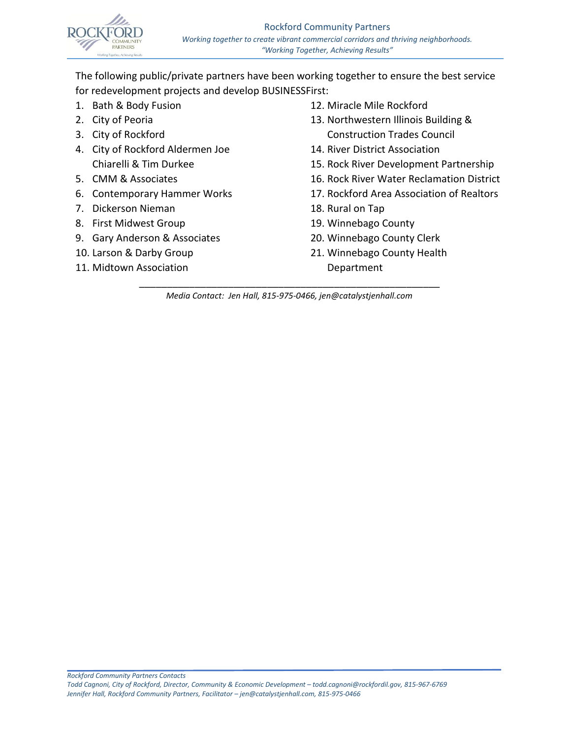The following public/private partners have been working together to ensure the best service for redevelopment projects and develop BUSINESSFirst:

1. Bath & Body Fusion
2. City of Peoria
3. City of Rockford
4. City of Rockford Aldermen Joe Chiarelli & Tim Durkee
5. CMM & Associates
6. Contemporary Hammer Works
7. Dickerson Nieman
8. First Midwest Group
9. Gary Anderson & Associates
10. Larson & Darby Group
11. Midtown Association
12. Miracle Mile Rockford
13. Northwestern Illinois Building & Construction Trades Council
14. River District Association
15. Rock River Development Partnership
16. Rock River Water Reclamation District
17. Rockford Area Association of Realtors
18. Rural on Tap
19. Winnebago County
20. Winnebago County Clerk
21. Winnebago County Health Department

---

*Media Contact: Jen Hall, 815-975-0466, jen@catalystjenhall.com*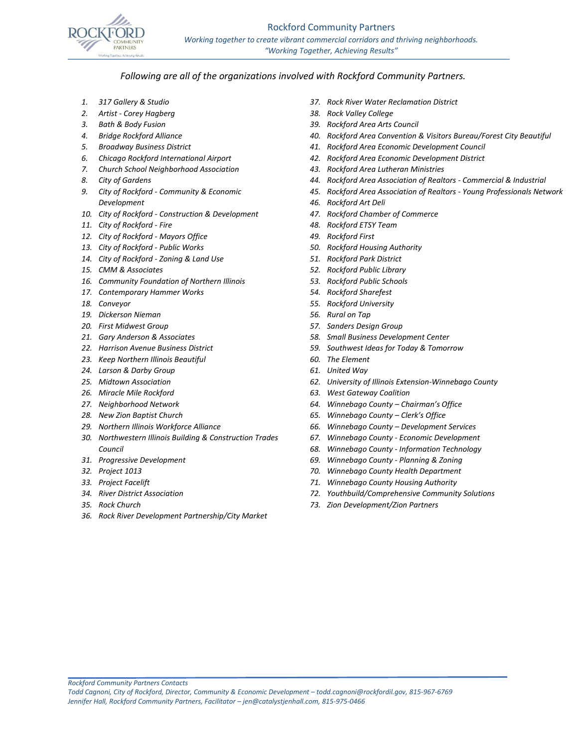# Rockford Community Partners

*Working together to create vibrant commercial corridors and thriving neighborhoods.*

*"Working Together, Achieving Results"*

*Following are all of the organizations involved with Rockford Community Partners.*

1. *317 Gallery & Studio*
2. *Artist - Corey Hagberg*
3. *Bath & Body Fusion*
4. *Bridge Rockford Alliance*
5. *Broadway Business District*
6. *Chicago Rockford International Airport*
7. *Church School Neighborhood Association*
8. *City of Gardens*
9. *City of Rockford - Community & Economic Development*
10. *City of Rockford - Construction & Development*
11. *City of Rockford - Fire*
12. *City of Rockford - Mayors Office*
13. *City of Rockford - Public Works*
14. *City of Rockford - Zoning & Land Use*
15. *CMM & Associates*
16. *Community Foundation of Northern Illinois*
17. *Contemporary Hammer Works*
18. *Conveyor*
19. *Dickerson Nieman*
20. *First Midwest Group*
21. *Gary Anderson & Associates*
22. *Harrison Avenue Business District*
23. *Keep Northern Illinois Beautiful*
24. *Larson & Darby Group*
25. *Midtown Association*
26. *Miracle Mile Rockford*
27. *Neighborhood Network*
28. *New Zion Baptist Church*
29. *Northern Illinois Workforce Alliance*
30. *Northwestern Illinois Building & Construction Trades Council*
31. *Progressive Development*
32. *Project 1013*
33. *Project Facelift*
34. *River District Association*
35. *Rock Church*
36. *Rock River Development Partnership/City Market*
37. *Rock River Water Reclamation District*
38. *Rock Valley College*
39. *Rockford Area Arts Council*
40. *Rockford Area Convention & Visitors Bureau/Forest City Beautiful*
41. *Rockford Area Economic Development Council*
42. *Rockford Area Economic Development District*
43. *Rockford Area Lutheran Ministries*
44. *Rockford Area Association of Realtors - Commercial & Industrial*
45. *Rockford Area Association of Realtors - Young Professionals Network*
46. *Rockford Art Deli*
47. *Rockford Chamber of Commerce*
48. *Rockford ETSY Team*
49. *Rockford First*
50. *Rockford Housing Authority*
51. *Rockford Park District*
52. *Rockford Public Library*
53. *Rockford Public Schools*
54. *Rockford Sharefest*
55. *Rockford University*
56. *Rural on Tap*
57. *Sanders Design Group*
58. *Small Business Development Center*
59. *Southwest Ideas for Today & Tomorrow*
60. *The Element*
61. *United Way*
62. *University of Illinois Extension-Winnebago County*
63. *West Gateway Coalition*
64. *Winnebago County – Chairman's Office*
65. *Winnebago County – Clerk's Office*
66. *Winnebago County – Development Services*
67. *Winnebago County - Economic Development*
68. *Winnebago County - Information Technology*
69. *Winnebago County - Planning & Zoning*
70. *Winnebago County Health Department*
71. *Winnebago County Housing Authority*
72. *Youthbuild/Comprehensive Community Solutions*
73. *Zion Development/Zion Partners*

*Rockford Community Partners Contacts*
*Todd Cagnoni, City of Rockford, Director, Community & Economic Development – todd.cagnoni@rockfordil.gov, 815-967-6769*
*Jennifer Hall, Rockford Community Partners, Facilitator – jen@catalystjenhall.com, 815-975-0466*